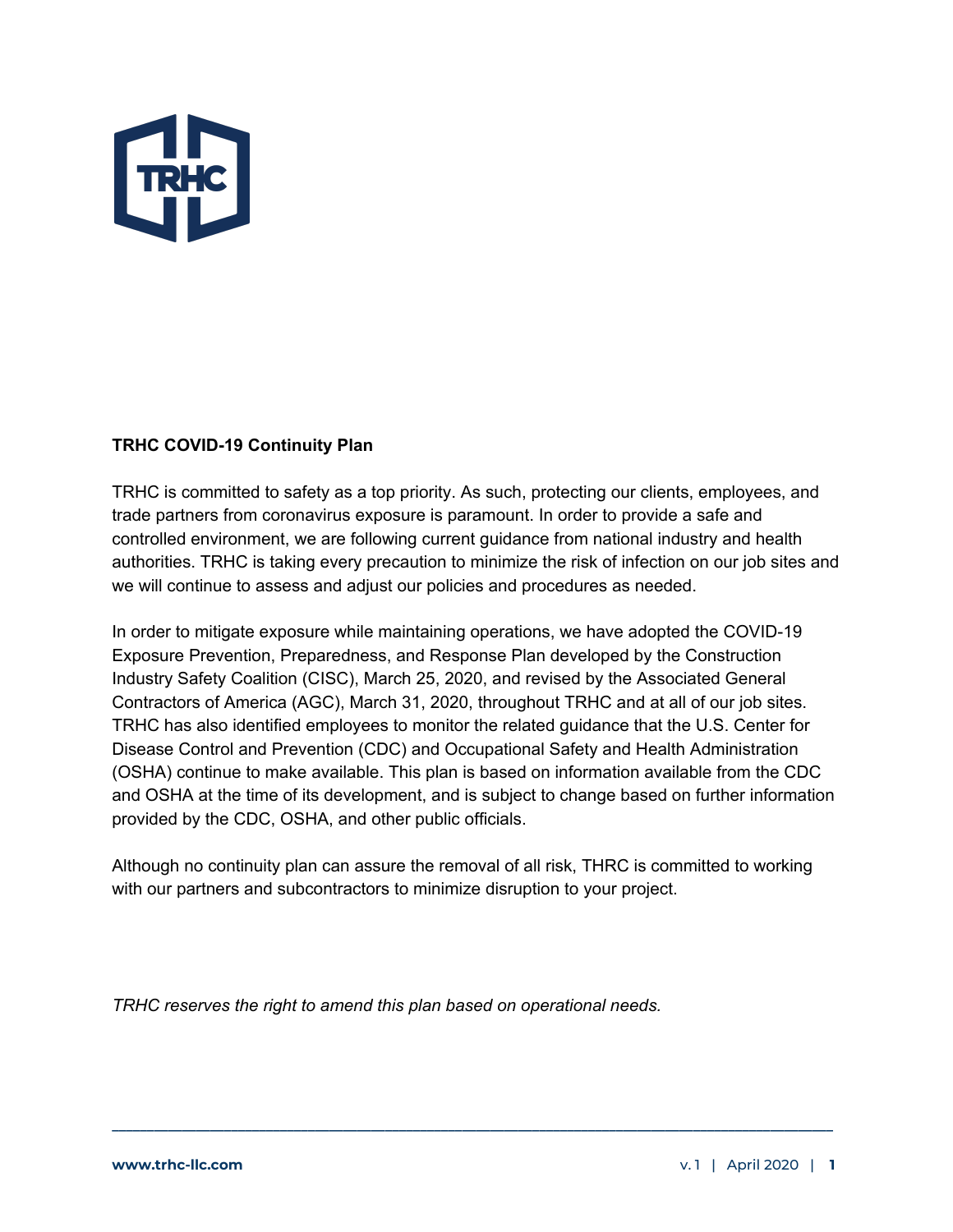**TRHC COVID-19 Continuity Plan**

TRHC is committed to safety as a top priority. As such, protecting our clients, employees, and trade partners from coronavirus exposure is paramount. In order to provide a safe and controlled environment, we are following current guidance from national industry and health authorities. TRHC is taking every precaution to minimize the risk of infection on our job sites and we will continue to assess and adjust our policies and procedures as needed.

In order to mitigate exposure while maintaining operations, we have adopted the COVID-19 Exposure Prevention, Preparedness, and Response Plan developed by the Construction Industry Safety Coalition (CISC), March 25, 2020, and revised by the Associated General Contractors of America (AGC), March 31, 2020, throughout TRHC and at all of our job sites. TRHC has also identified employees to monitor the related guidance that the U.S. Center for Disease Control and Prevention (CDC) and Occupational Safety and Health Administration (OSHA) continue to make available. This plan is based on information available from the CDC and OSHA at the time of its development, and is subject to change based on further information provided by the CDC, OSHA, and other public officials.

Although no continuity plan can assure the removal of all risk, THRC is committed to working with our partners and subcontractors to minimize disruption to your project.

*TRHC reserves the right to amend this plan based on operational needs.*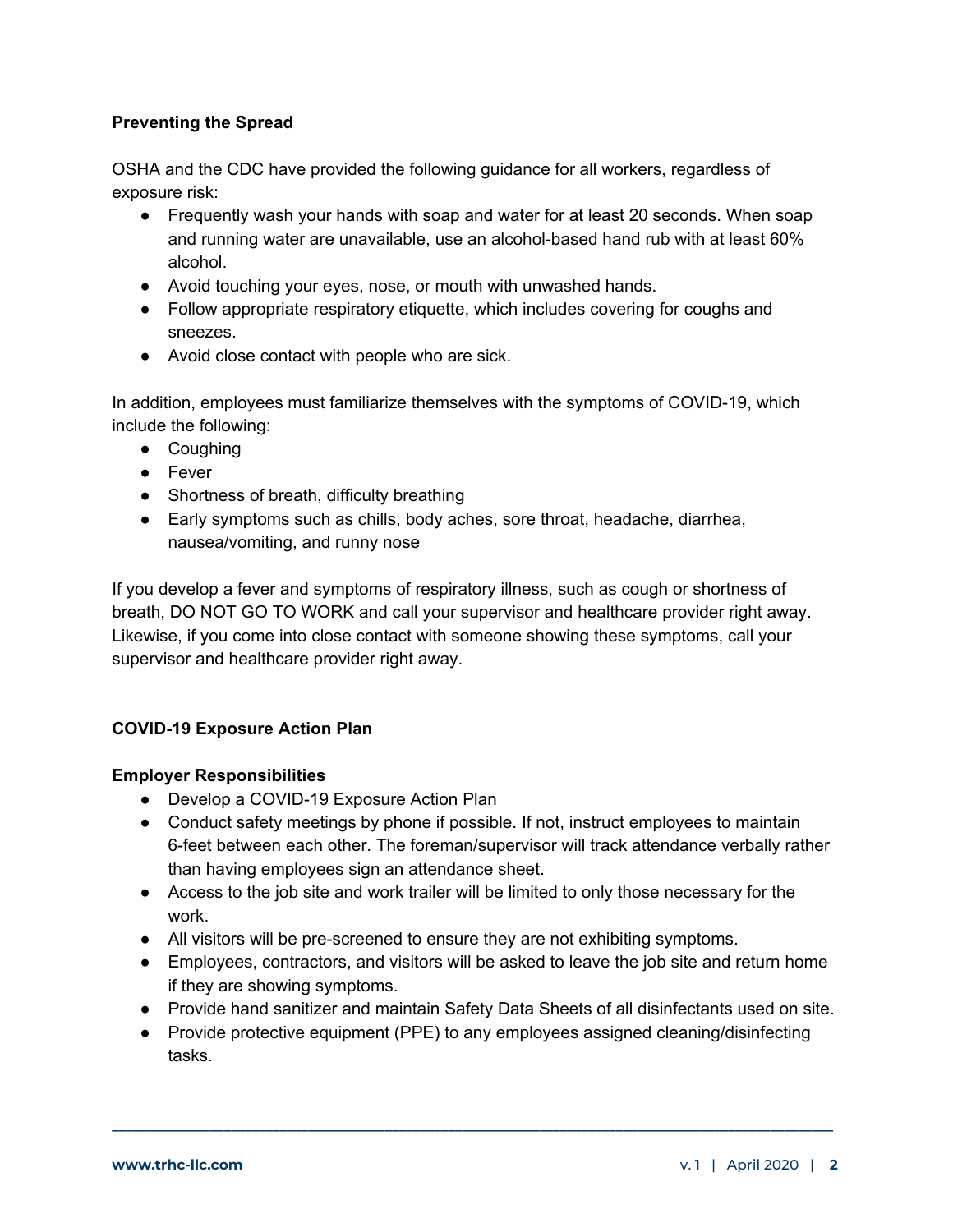**Preventing the Spread**

OSHA and the CDC have provided the following guidance for all workers, regardless of exposure risk:

- Frequently wash your hands with soap and water for at least 20 seconds. When soap and running water are unavailable, use an alcohol-based hand rub with at least 60% alcohol.
- Avoid touching your eyes, nose, or mouth with unwashed hands.
- Follow appropriate respiratory etiquette, which includes covering for coughs and sneezes.
- Avoid close contact with people who are sick.

In addition, employees must familiarize themselves with the symptoms of COVID-19, which include the following:

- Coughing
- Fever
- Shortness of breath, difficulty breathing
- Early symptoms such as chills, body aches, sore throat, headache, diarrhea, nausea/vomiting, and runny nose

If you develop a fever and symptoms of respiratory illness, such as cough or shortness of breath, DO NOT GO TO WORK and call your supervisor and healthcare provider right away. Likewise, if you come into close contact with someone showing these symptoms, call your supervisor and healthcare provider right away.

**COVID-19 Exposure Action Plan**

**Employer Responsibilities**

- Develop a COVID-19 Exposure Action Plan
- Conduct safety meetings by phone if possible. If not, instruct employees to maintain 6-feet between each other. The foreman/supervisor will track attendance verbally rather than having employees sign an attendance sheet.
- Access to the job site and work trailer will be limited to only those necessary for the work.
- All visitors will be pre-screened to ensure they are not exhibiting symptoms.
- Employees, contractors, and visitors will be asked to leave the job site and return home if they are showing symptoms.
- Provide hand sanitizer and maintain Safety Data Sheets of all disinfectants used on site.
- Provide protective equipment (PPE) to any employees assigned cleaning/disinfecting tasks.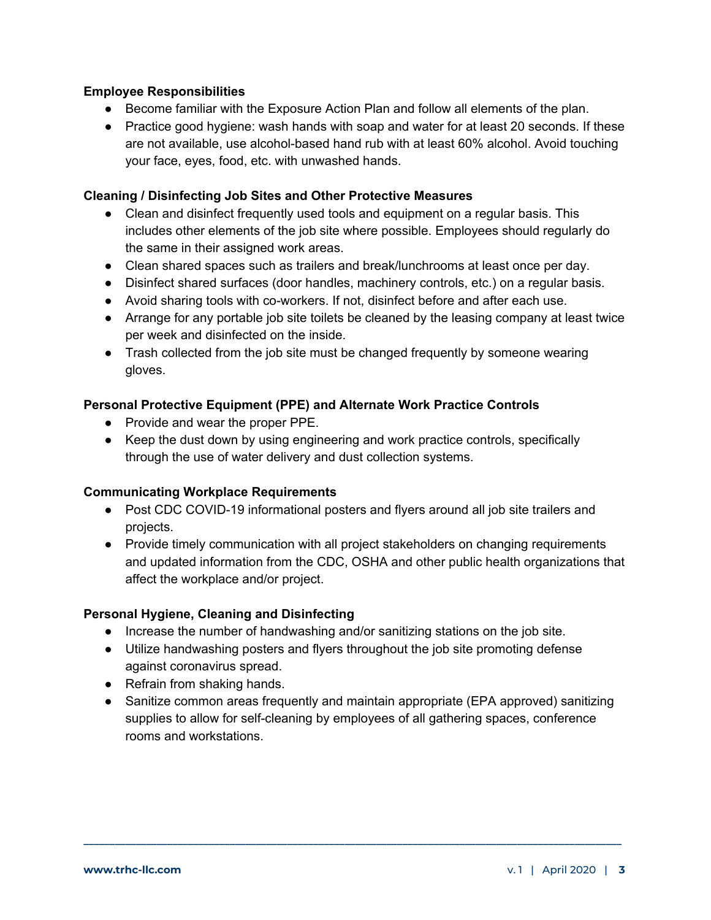**Employee Responsibilities**

- Become familiar with the Exposure Action Plan and follow all elements of the plan.
- Practice good hygiene: wash hands with soap and water for at least 20 seconds. If these are not available, use alcohol-based hand rub with at least 60% alcohol. Avoid touching your face, eyes, food, etc. with unwashed hands.

**Cleaning / Disinfecting Job Sites and Other Protective Measures**

- Clean and disinfect frequently used tools and equipment on a regular basis. This includes other elements of the job site where possible. Employees should regularly do the same in their assigned work areas.
- Clean shared spaces such as trailers and break/lunchrooms at least once per day.
- Disinfect shared surfaces (door handles, machinery controls, etc.) on a regular basis.
- Avoid sharing tools with co-workers. If not, disinfect before and after each use.
- Arrange for any portable job site toilets be cleaned by the leasing company at least twice per week and disinfected on the inside.
- Trash collected from the job site must be changed frequently by someone wearing gloves.

**Personal Protective Equipment (PPE) and Alternate Work Practice Controls**

- Provide and wear the proper PPE.
- Keep the dust down by using engineering and work practice controls, specifically through the use of water delivery and dust collection systems.

**Communicating Workplace Requirements**

- Post CDC COVID-19 informational posters and flyers around all job site trailers and projects.
- Provide timely communication with all project stakeholders on changing requirements and updated information from the CDC, OSHA and other public health organizations that affect the workplace and/or project.

**Personal Hygiene, Cleaning and Disinfecting**

- Increase the number of handwashing and/or sanitizing stations on the job site.
- Utilize handwashing posters and flyers throughout the job site promoting defense against coronavirus spread.
- Refrain from shaking hands.
- Sanitize common areas frequently and maintain appropriate (EPA approved) sanitizing supplies to allow for self-cleaning by employees of all gathering spaces, conference rooms and workstations.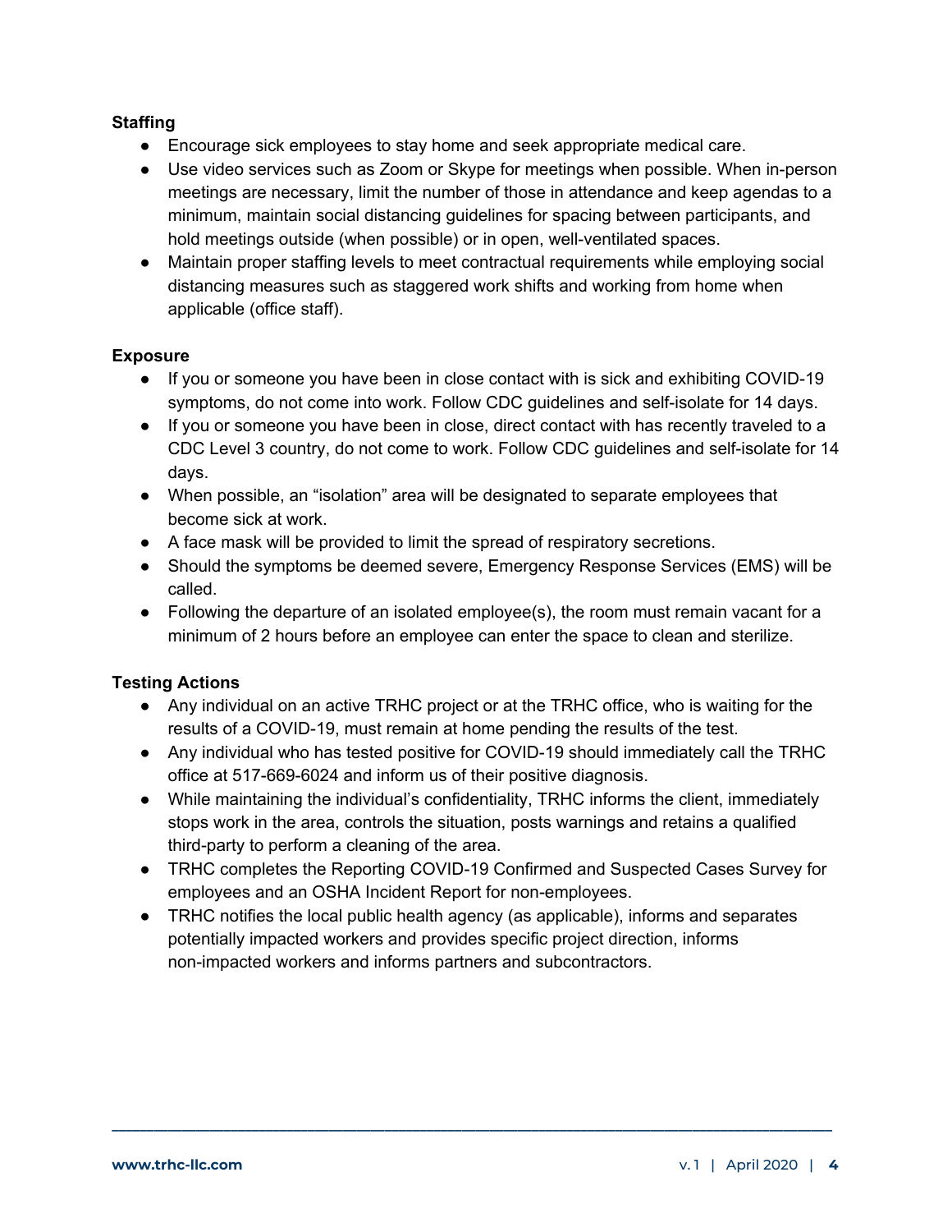**Staffing**

- Encourage sick employees to stay home and seek appropriate medical care.
- Use video services such as Zoom or Skype for meetings when possible. When in-person meetings are necessary, limit the number of those in attendance and keep agendas to a minimum, maintain social distancing guidelines for spacing between participants, and hold meetings outside (when possible) or in open, well-ventilated spaces.
- Maintain proper staffing levels to meet contractual requirements while employing social distancing measures such as staggered work shifts and working from home when applicable (office staff).

**Exposure**

- If you or someone you have been in close contact with is sick and exhibiting COVID-19 symptoms, do not come into work. Follow CDC guidelines and self-isolate for 14 days.
- If you or someone you have been in close, direct contact with has recently traveled to a CDC Level 3 country, do not come to work. Follow CDC guidelines and self-isolate for 14 days.
- When possible, an "isolation" area will be designated to separate employees that become sick at work.
- A face mask will be provided to limit the spread of respiratory secretions.
- Should the symptoms be deemed severe, Emergency Response Services (EMS) will be called.
- Following the departure of an isolated employee(s), the room must remain vacant for a minimum of 2 hours before an employee can enter the space to clean and sterilize.

**Testing Actions**

- Any individual on an active TRHC project or at the TRHC office, who is waiting for the results of a COVID-19, must remain at home pending the results of the test.
- Any individual who has tested positive for COVID-19 should immediately call the TRHC office at 517-669-6024 and inform us of their positive diagnosis.
- While maintaining the individual's confidentiality, TRHC informs the client, immediately stops work in the area, controls the situation, posts warnings and retains a qualified third-party to perform a cleaning of the area.
- TRHC completes the Reporting COVID-19 Confirmed and Suspected Cases Survey for employees and an OSHA Incident Report for non-employees.
- TRHC notifies the local public health agency (as applicable), informs and separates potentially impacted workers and provides specific project direction, informs non-impacted workers and informs partners and subcontractors.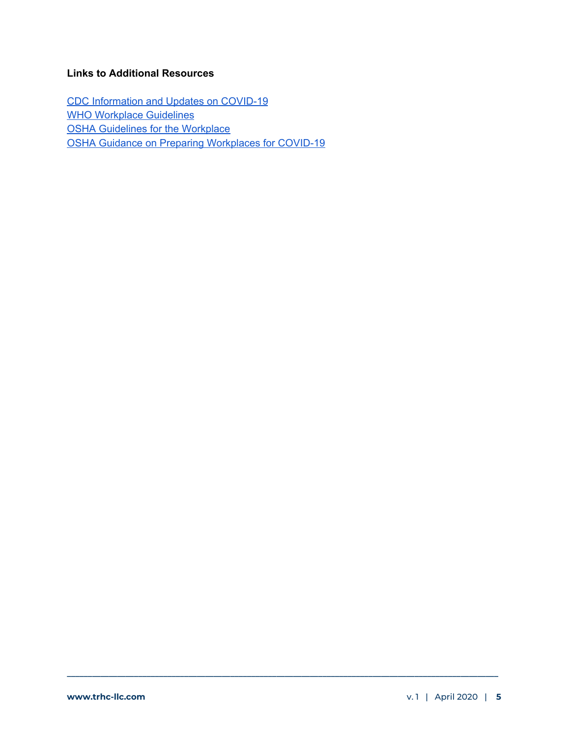**Links to Additional Resources**

CDC Information and Updates on COVID-19
WHO Workplace Guidelines
OSHA Guidelines for the Workplace
OSHA Guidance on Preparing Workplaces for COVID-19